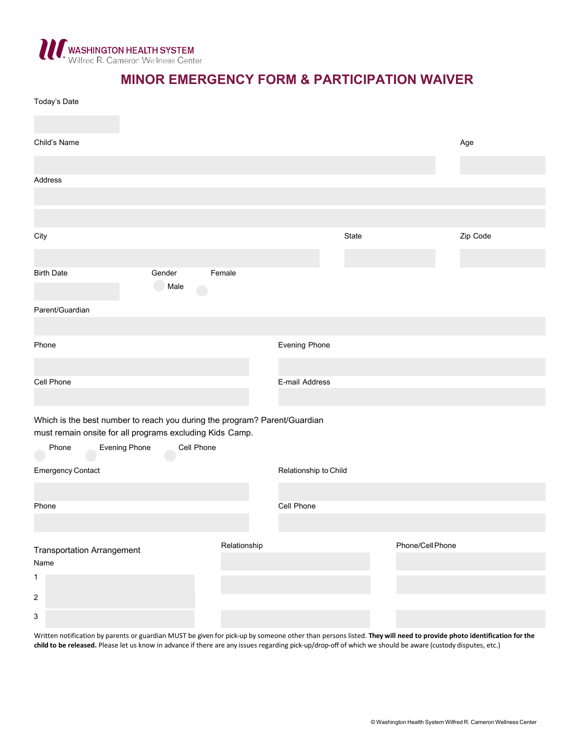WASHINGTON HEALTH SYSTEM
Wilfred R. Cameron Wellness Center

# MINOR EMERGENCY FORM & PARTICIPATION WAIVER

Today's Date

Child's Name

Age

Address

City

State

Zip Code

Birth Date

Gender

Male

Female

Parent/Guardian

Phone

Evening Phone

Cell Phone

E-mail Address

Which is the best number to reach you during the program? Parent/Guardian must remain onsite for all programs excluding Kids Camp.

Phone

Evening Phone

Cell Phone

Emergency Contact

Relationship to Child

Phone

Cell Phone

Transportation Arrangement

| Name | Relationship | Phone/Cell Phone |
|---|---|---|
| 1 | | |
| 2 | | |
| 3 | | |

Written notification by parents or guardian MUST be given for pick-up by someone other than persons listed. **They will need to provide photo identification for the child to be released.** Please let us know in advance if there are any issues regarding pick-up/drop-off of which we should be aware (custody disputes, etc.)

© Washington Health System Wilfred R. Cameron Wellness Center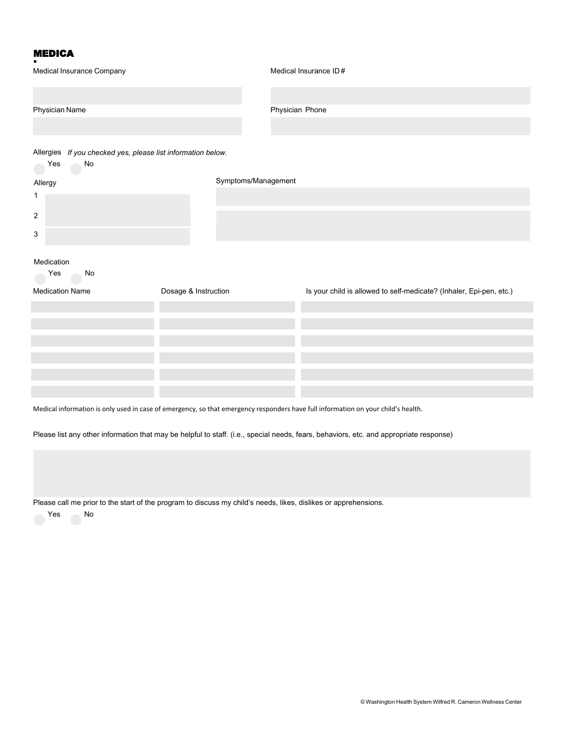## MEDICA

Medical Insurance Company

Medical Insurance ID#

Physician Name

Physician Phone

Allergies *If you checked yes, please list information below.*

Yes No

| Allergy | Symptoms/Management |
| --- | --- |
| 1 | |
| 2 | |
| 3 | |

Medication

Yes No

| Medication Name | Dosage & Instruction | Is your child is allowed to self-medicate? (Inhaler, Epi-pen, etc.) |
| --- | --- | --- |
| | | |
| | | |
| | | |
| | | |
| | | |
| | | |

Medical information is only used in case of emergency, so that emergency responders have full information on your child's health.

Please list any other information that may be helpful to staff. (i.e., special needs, fears, behaviors, etc. and appropriate response)

Please call me prior to the start of the program to discuss my child's needs, likes, dislikes or apprehensions.

Yes No

© Washington Health System Wilfred R. Cameron Wellness Center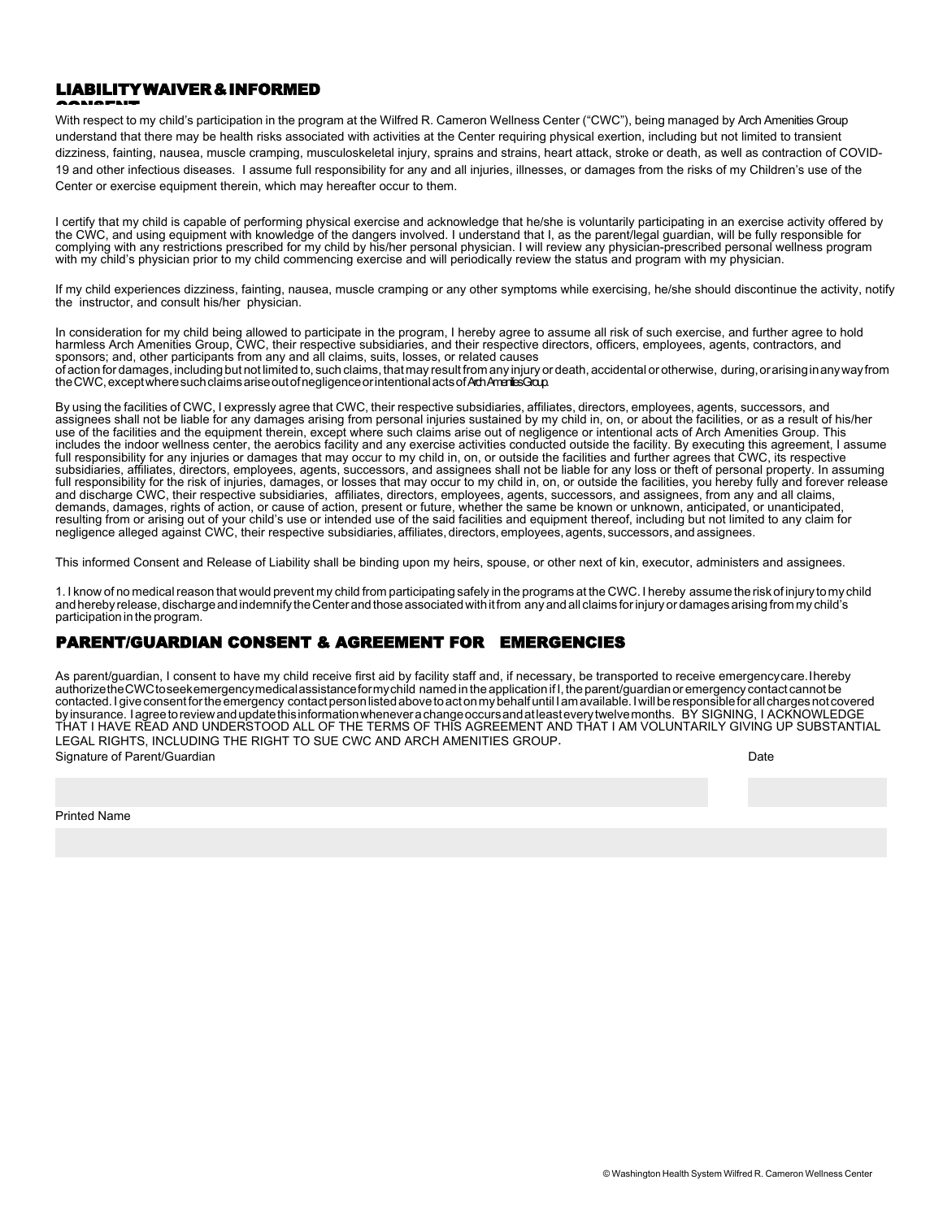## LIABILITY WAIVER & INFORMED CONSENT

With respect to my child's participation in the program at the Wilfred R. Cameron Wellness Center ("CWC"), being managed by Arch Amenities Group understand that there may be health risks associated with activities at the Center requiring physical exertion, including but not limited to transient dizziness, fainting, nausea, muscle cramping, musculoskeletal injury, sprains and strains, heart attack, stroke or death, as well as contraction of COVID-19 and other infectious diseases. I assume full responsibility for any and all injuries, illnesses, or damages from the risks of my Children's use of the Center or exercise equipment therein, which may hereafter occur to them.

I certify that my child is capable of performing physical exercise and acknowledge that he/she is voluntarily participating in an exercise activity offered by the CWC, and using equipment with knowledge of the dangers involved. I understand that I, as the parent/legal guardian, will be fully responsible for complying with any restrictions prescribed for my child by his/her personal physician. I will review any physician-prescribed personal wellness program with my child's physician prior to my child commencing exercise and will periodically review the status and program with my physician.

If my child experiences dizziness, fainting, nausea, muscle cramping or any other symptoms while exercising, he/she should discontinue the activity, notify the instructor, and consult his/her physician.

In consideration for my child being allowed to participate in the program, I hereby agree to assume all risk of such exercise, and further agree to hold harmless Arch Amenities Group, CWC, their respective subsidiaries, and their respective directors, officers, employees, agents, contractors, and sponsors; and, other participants from any and all claims, suits, losses, or related causes of action for damages, including but not limited to, such claims, that may result from any injury or death, accidental or otherwise, during, or arising in any way from the CWC, except where such claims arise out of negligence or intentional acts of Arch Amenities Group.

By using the facilities of CWC, I expressly agree that CWC, their respective subsidiaries, affiliates, directors, employees, agents, successors, and assignees shall not be liable for any damages arising from personal injuries sustained by my child in, on, or about the facilities, or as a result of his/her use of the facilities and the equipment therein, except where such claims arise out of negligence or intentional acts of Arch Amenities Group. This includes the indoor wellness center, the aerobics facility and any exercise activities conducted outside the facility. By executing this agreement, I assume full responsibility for any injuries or damages that may occur to my child in, on, or outside the facilities and further agrees that CWC, its respective subsidiaries, affiliates, directors, employees, agents, successors, and assignees shall not be liable for any loss or theft of personal property. In assuming full responsibility for the risk of injuries, damages, or losses that may occur to my child in, on, or outside the facilities, you hereby fully and forever release and discharge CWC, their respective subsidiaries, affiliates, directors, employees, agents, successors, and assignees, from any and all claims, demands, damages, rights of action, or cause of action, present or future, whether the same be known or unknown, anticipated, or unanticipated, resulting from or arising out of your child's use or intended use of the said facilities and equipment thereof, including but not limited to any claim for negligence alleged against CWC, their respective subsidiaries, affiliates, directors, employees, agents, successors, and assignees.

This informed Consent and Release of Liability shall be binding upon my heirs, spouse, or other next of kin, executor, administers and assignees.

1. I know of no medical reason that would prevent my child from participating safely in the programs at the CWC. I hereby assume the risk of injury to my child and hereby release, discharge and indemnify the Center and those associated with it from any and all claims for injury or damages arising from my child's participation in the program.

## PARENT/GUARDIAN CONSENT & AGREEMENT FOR EMERGENCIES

As parent/guardian, I consent to have my child receive first aid by facility staff and, if necessary, be transported to receive emergency care. I hereby authorize the CWC to seek emergency medical assistance for my child named in the application if I, the parent/guardian or emergency contact cannot be contacted. I give consent for the emergency contact person listed above to act on my behalf until I am available. I will be responsible for all charges not covered by insurance. I agree to review and update this information whenever a change occurs and at least every twelve months. BY SIGNING, I ACKNOWLEDGE THAT I HAVE READ AND UNDERSTOOD ALL OF THE TERMS OF THIS AGREEMENT AND THAT I AM VOLUNTARILY GIVING UP SUBSTANTIAL LEGAL RIGHTS, INCLUDING THE RIGHT TO SUE CWC AND ARCH AMENITIES GROUP.

Signature of Parent/Guardian ______________________ Date __________

Printed Name ______________________

© Washington Health System Wilfred R. Cameron Wellness Center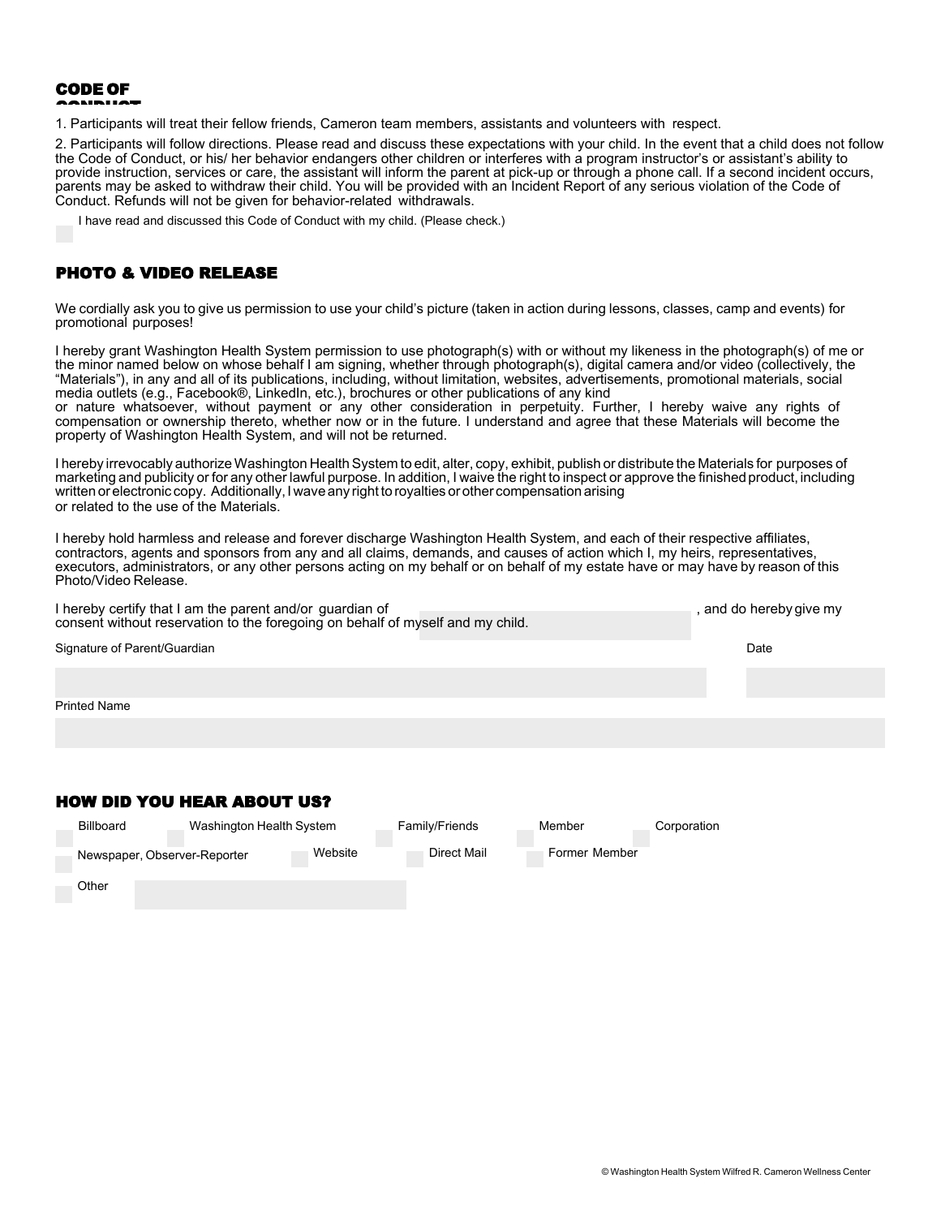## CODE OF CONDUCT

1. Participants will treat their fellow friends, Cameron team members, assistants and volunteers with respect.

2. Participants will follow directions. Please read and discuss these expectations with your child. In the event that a child does not follow the Code of Conduct, or his/ her behavior endangers other children or interferes with a program instructor's or assistant's ability to provide instruction, services or care, the assistant will inform the parent at pick-up or through a phone call. If a second incident occurs, parents may be asked to withdraw their child. You will be provided with an Incident Report of any serious violation of the Code of Conduct. Refunds will not be given for behavior-related withdrawals.

☐ I have read and discussed this Code of Conduct with my child. (Please check.)

## PHOTO & VIDEO RELEASE

We cordially ask you to give us permission to use your child's picture (taken in action during lessons, classes, camp and events) for promotional purposes!

I hereby grant Washington Health System permission to use photograph(s) with or without my likeness in the photograph(s) of me or the minor named below on whose behalf I am signing, whether through photograph(s), digital camera and/or video (collectively, the "Materials"), in any and all of its publications, including, without limitation, websites, advertisements, promotional materials, social media outlets (e.g., Facebook®, LinkedIn, etc.), brochures or other publications of any kind or nature whatsoever, without payment or any other consideration in perpetuity. Further, I hereby waive any rights of compensation or ownership thereto, whether now or in the future. I understand and agree that these Materials will become the property of Washington Health System, and will not be returned.

I hereby irrevocably authorize Washington Health System to edit, alter, copy, exhibit, publish or distribute the Materials for purposes of marketing and publicity or for any other lawful purpose. In addition, I waive the right to inspect or approve the finished product, including written or electronic copy. Additionally, I wave any right to royalties or other compensation arising or related to the use of the Materials.

I hereby hold harmless and release and forever discharge Washington Health System, and each of their respective affiliates, contractors, agents and sponsors from any and all claims, demands, and causes of action which I, my heirs, representatives, executors, administrators, or any other persons acting on my behalf or on behalf of my estate have or may have by reason of this Photo/Video Release.

I hereby certify that I am the parent and/or guardian of ____________________, and do hereby give my consent without reservation to the foregoing on behalf of myself and my child.

Signature of Parent/Guardian ____________________ Date __________

Printed Name ____________________

## HOW DID YOU HEAR ABOUT US?

☐ Billboard ☐ Washington Health System ☐ Family/Friends ☐ Member ☐ Corporation

☐ Newspaper, Observer-Reporter ☐ Website ☐ Direct Mail ☐ Former Member

☐ Other ____________________